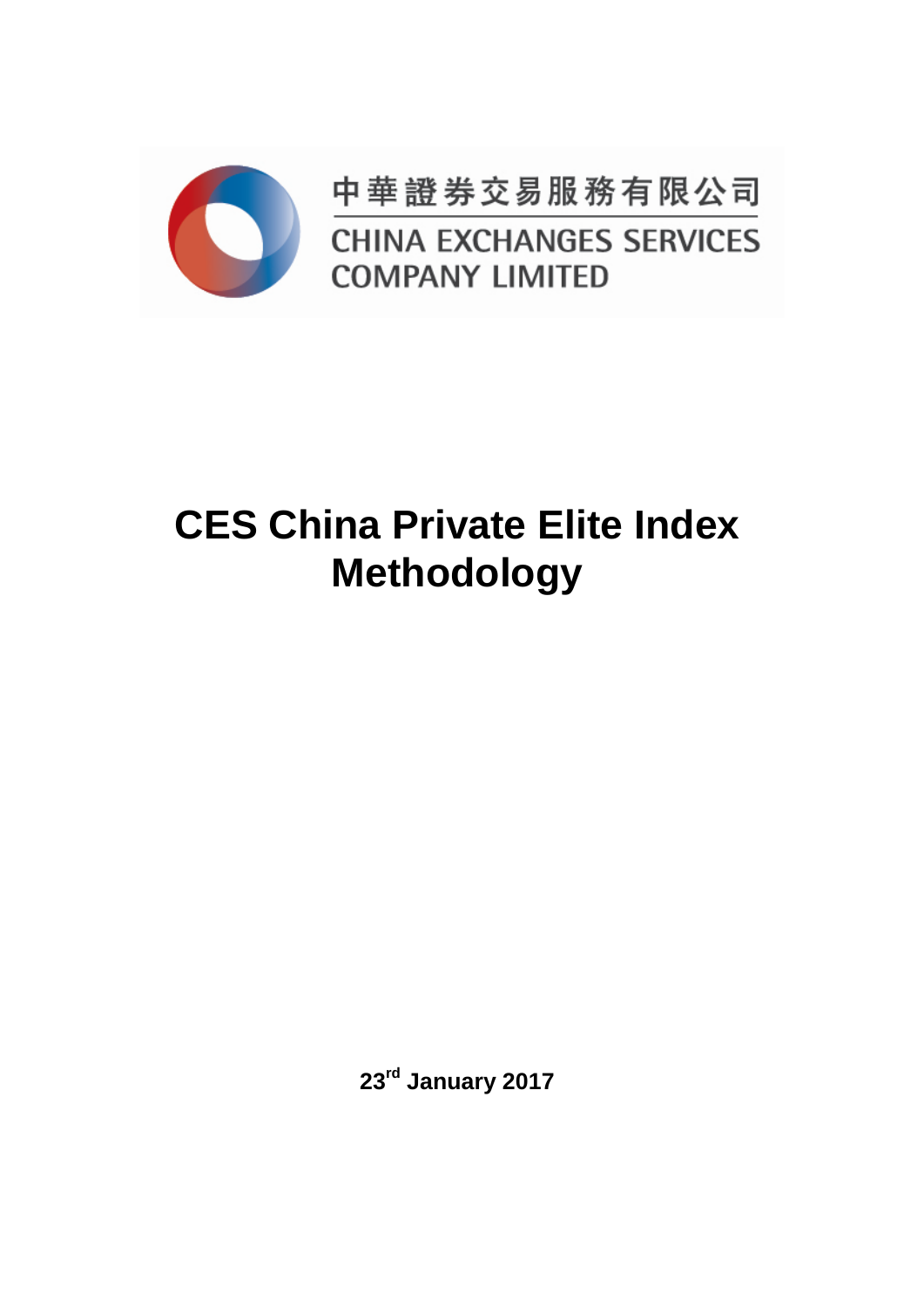中華證券交易服務有限公司

CHINA EXCHANGES SERVICES COMPANY LIMITED

# CES China Private Elite Index Methodology

**23rd January 2017**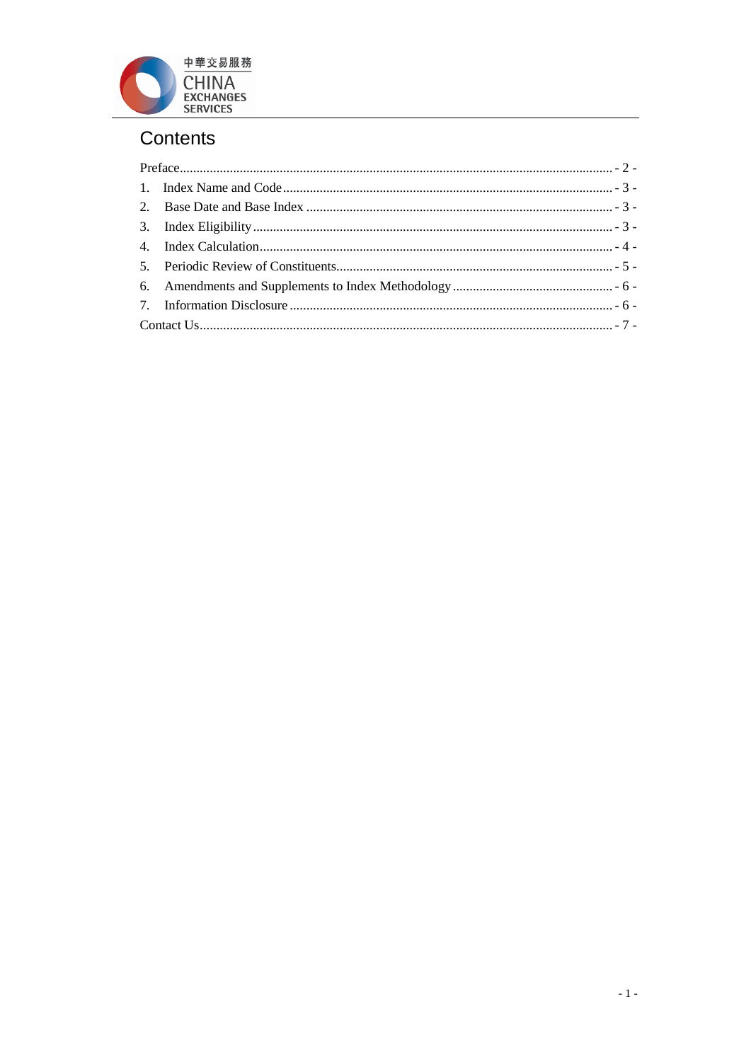# Contents

Preface - 2 -

1. Index Name and Code - 3 -
2. Base Date and Base Index - 3 -
3. Index Eligibility - 3 -
4. Index Calculation - 4 -
5. Periodic Review of Constituents - 5 -
6. Amendments and Supplements to Index Methodology - 6 -
7. Information Disclosure - 6 -

Contact Us - 7 -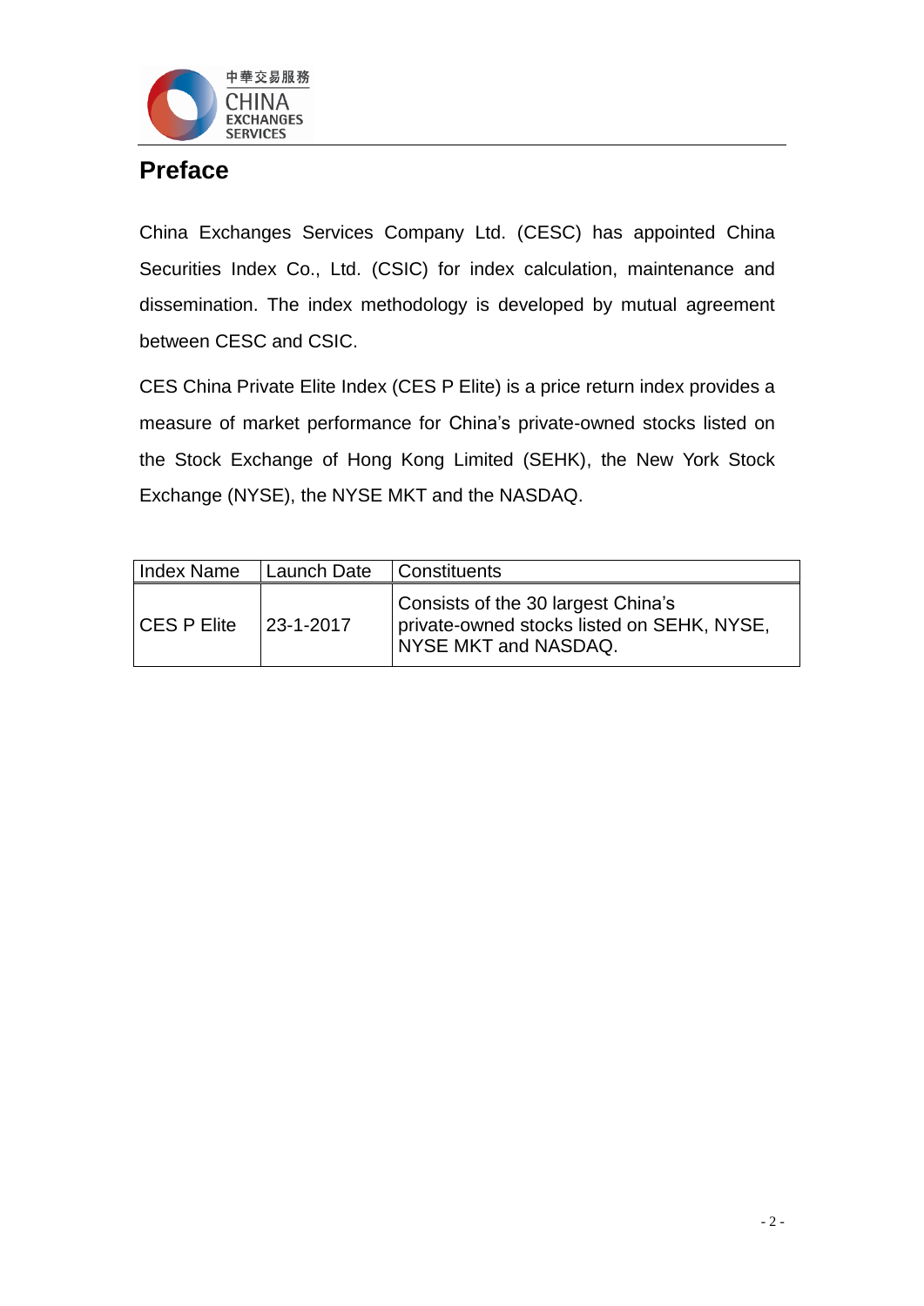# Preface

China Exchanges Services Company Ltd. (CESC) has appointed China Securities Index Co., Ltd. (CSIC) for index calculation, maintenance and dissemination. The index methodology is developed by mutual agreement between CESC and CSIC.

CES China Private Elite Index (CES P Elite) is a price return index provides a measure of market performance for China's private-owned stocks listed on the Stock Exchange of Hong Kong Limited (SEHK), the New York Stock Exchange (NYSE), the NYSE MKT and the NASDAQ.

| Index Name | Launch Date | Constituents |
|---|---|---|
| CES P Elite | 23-1-2017 | Consists of the 30 largest China's private-owned stocks listed on SEHK, NYSE, NYSE MKT and NASDAQ. |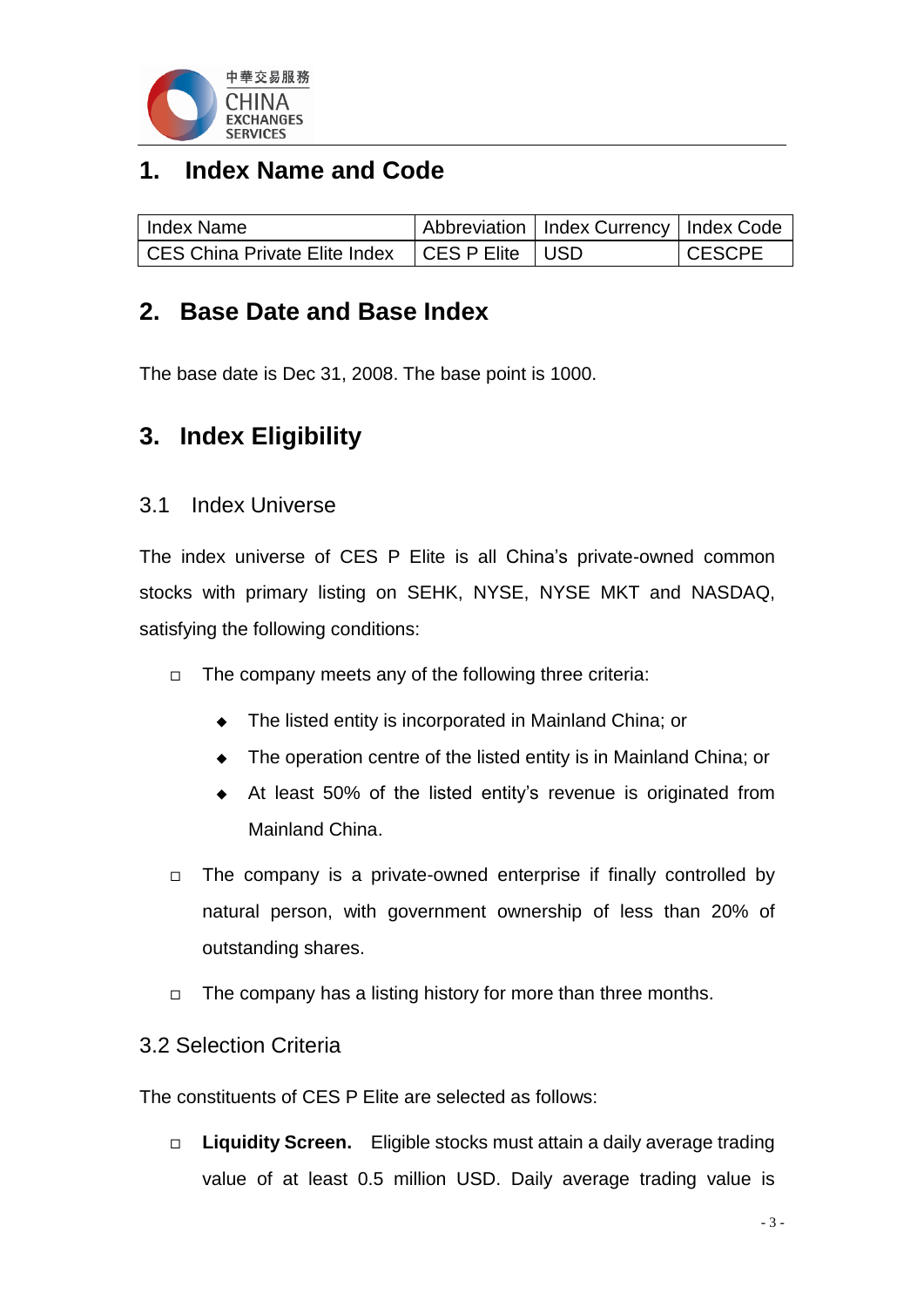## 1. Index Name and Code

| Index Name | Abbreviation | Index Currency | Index Code |
|---|---|---|---|
| CES China Private Elite Index | CES P Elite | USD | CESCPE |

## 2. Base Date and Base Index

The base date is Dec 31, 2008. The base point is 1000.

## 3. Index Eligibility

### 3.1 Index Universe

The index universe of CES P Elite is all China's private-owned common stocks with primary listing on SEHK, NYSE, NYSE MKT and NASDAQ, satisfying the following conditions:

- The company meets any of the following three criteria:
  - The listed entity is incorporated in Mainland China; or
  - The operation centre of the listed entity is in Mainland China; or
  - At least 50% of the listed entity's revenue is originated from Mainland China.
- The company is a private-owned enterprise if finally controlled by natural person, with government ownership of less than 20% of outstanding shares.
- The company has a listing history for more than three months.

### 3.2 Selection Criteria

The constituents of CES P Elite are selected as follows:

- **Liquidity Screen.** Eligible stocks must attain a daily average trading value of at least 0.5 million USD. Daily average trading value is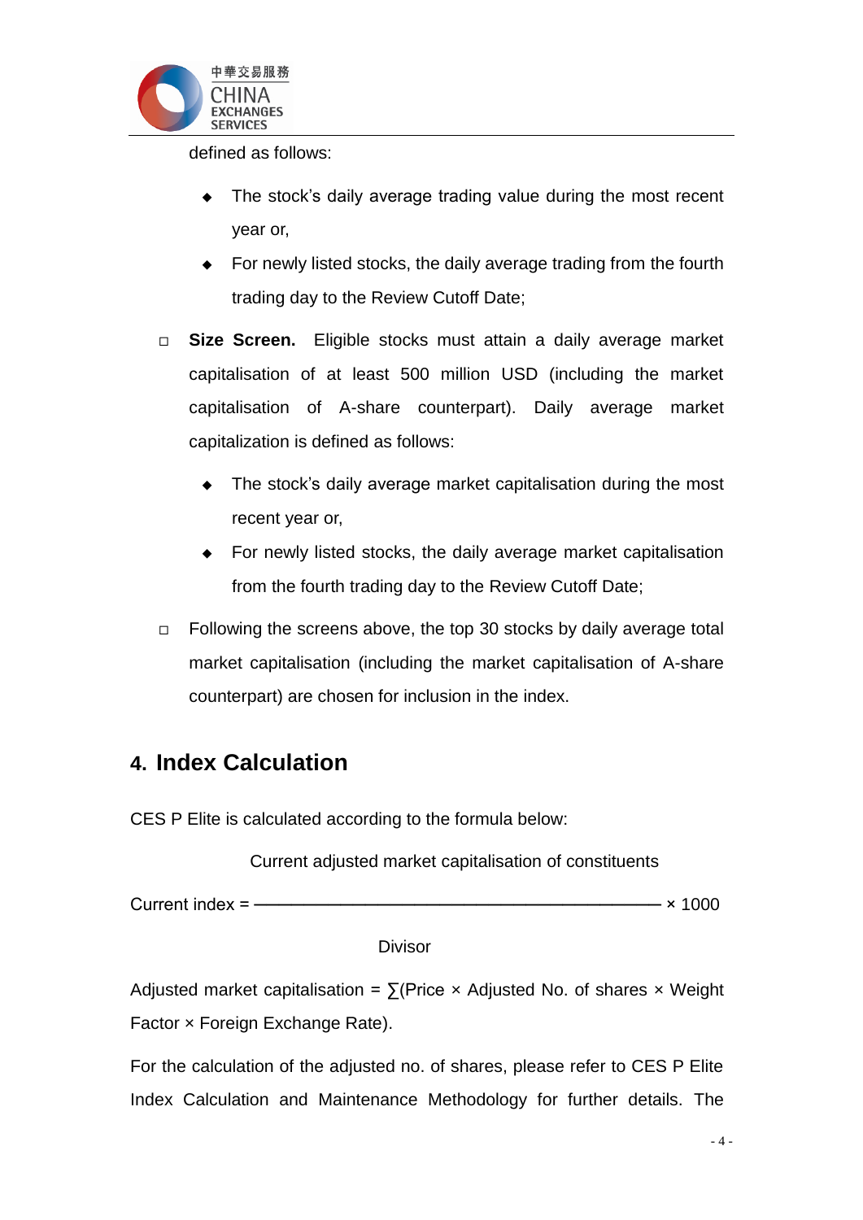defined as follows:

- The stock's daily average trading value during the most recent year or,
- For newly listed stocks, the daily average trading from the fourth trading day to the Review Cutoff Date;

- **Size Screen.** Eligible stocks must attain a daily average market capitalisation of at least 500 million USD (including the market capitalisation of A-share counterpart). Daily average market capitalization is defined as follows:
  - The stock's daily average market capitalisation during the most recent year or,
  - For newly listed stocks, the daily average market capitalisation from the fourth trading day to the Review Cutoff Date;
- Following the screens above, the top 30 stocks by daily average total market capitalisation (including the market capitalisation of A-share counterpart) are chosen for inclusion in the index.

## 4. Index Calculation

CES P Elite is calculated according to the formula below:

$$\text{Current index} = \frac{\text{Current adjusted market capitalisation of constituents}}{\text{Divisor}} \times 1000$$

Adjusted market capitalisation = ∑(Price × Adjusted No. of shares × Weight Factor × Foreign Exchange Rate).

For the calculation of the adjusted no. of shares, please refer to CES P Elite Index Calculation and Maintenance Methodology for further details. The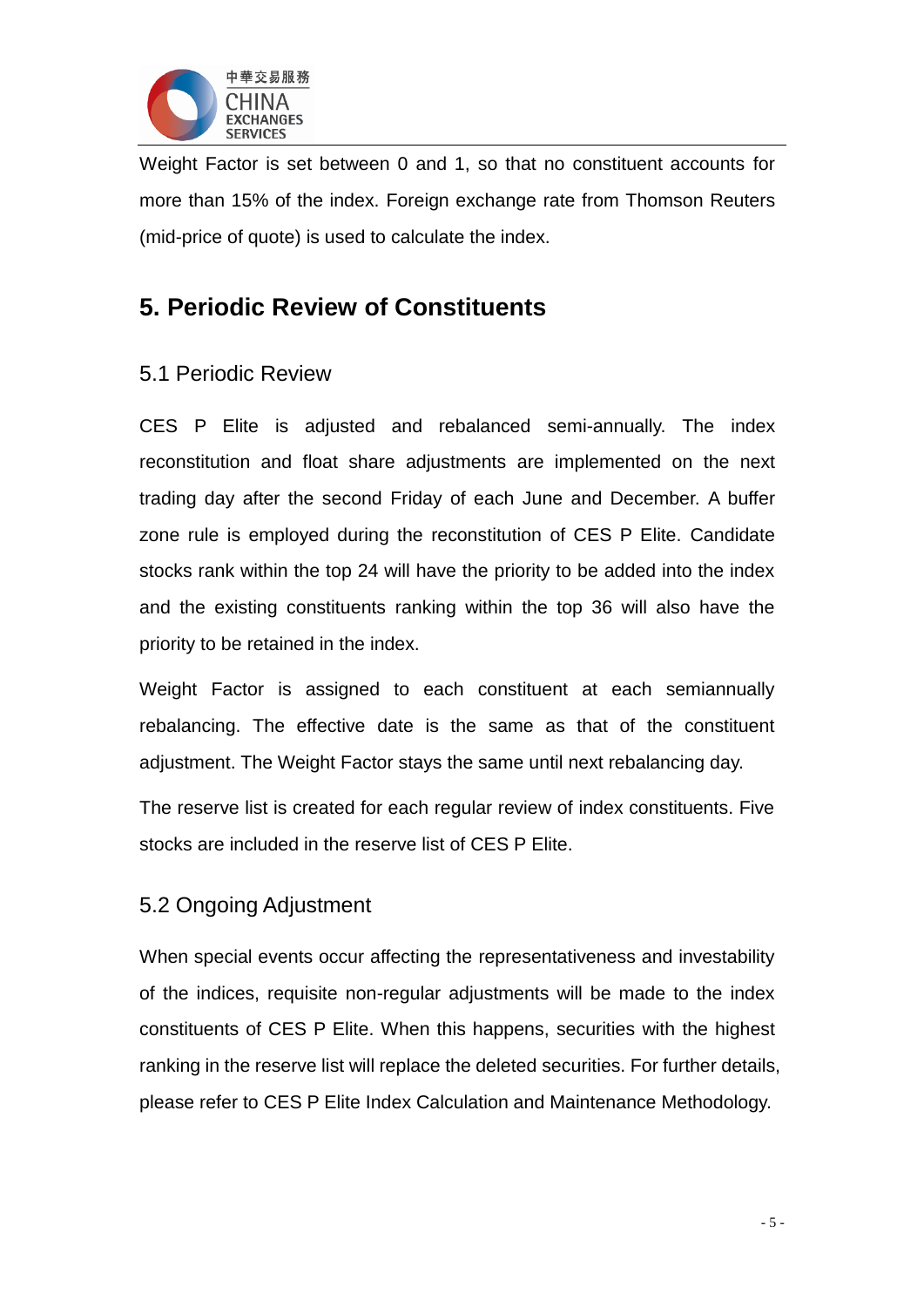Weight Factor is set between 0 and 1, so that no constituent accounts for more than 15% of the index. Foreign exchange rate from Thomson Reuters (mid-price of quote) is used to calculate the index.

# 5. Periodic Review of Constituents

## 5.1 Periodic Review

CES P Elite is adjusted and rebalanced semi-annually. The index reconstitution and float share adjustments are implemented on the next trading day after the second Friday of each June and December. A buffer zone rule is employed during the reconstitution of CES P Elite. Candidate stocks rank within the top 24 will have the priority to be added into the index and the existing constituents ranking within the top 36 will also have the priority to be retained in the index.

Weight Factor is assigned to each constituent at each semiannually rebalancing. The effective date is the same as that of the constituent adjustment. The Weight Factor stays the same until next rebalancing day.

The reserve list is created for each regular review of index constituents. Five stocks are included in the reserve list of CES P Elite.

## 5.2 Ongoing Adjustment

When special events occur affecting the representativeness and investability of the indices, requisite non-regular adjustments will be made to the index constituents of CES P Elite. When this happens, securities with the highest ranking in the reserve list will replace the deleted securities. For further details, please refer to CES P Elite Index Calculation and Maintenance Methodology.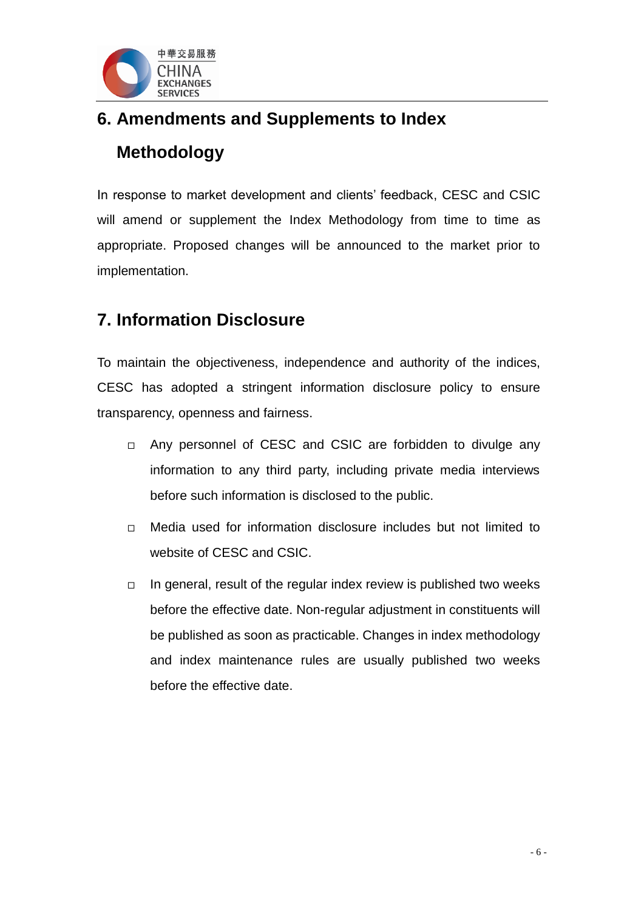## 6. Amendments and Supplements to Index Methodology

In response to market development and clients' feedback, CESC and CSIC will amend or supplement the Index Methodology from time to time as appropriate. Proposed changes will be announced to the market prior to implementation.

## 7. Information Disclosure

To maintain the objectiveness, independence and authority of the indices, CESC has adopted a stringent information disclosure policy to ensure transparency, openness and fairness.

- Any personnel of CESC and CSIC are forbidden to divulge any information to any third party, including private media interviews before such information is disclosed to the public.
- Media used for information disclosure includes but not limited to website of CESC and CSIC.
- In general, result of the regular index review is published two weeks before the effective date. Non-regular adjustment in constituents will be published as soon as practicable. Changes in index methodology and index maintenance rules are usually published two weeks before the effective date.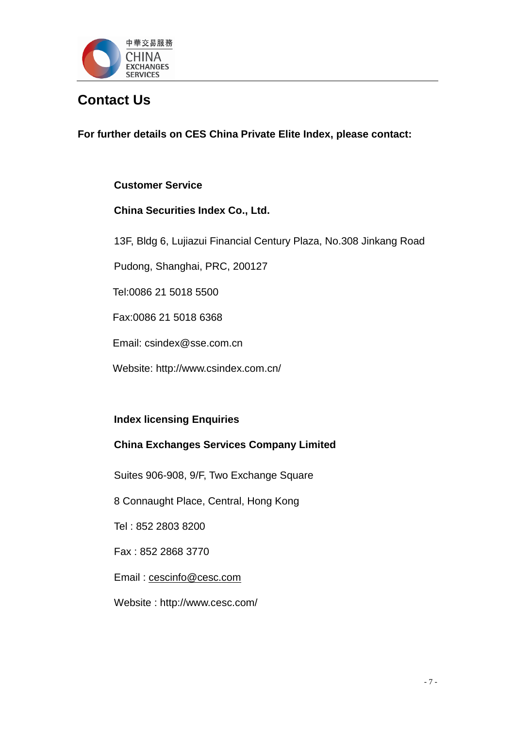## Contact Us

**For further details on CES China Private Elite Index, please contact:**

**Customer Service**

**China Securities Index Co., Ltd.**

13F, Bldg 6, Lujiazui Financial Century Plaza, No.308 Jinkang Road

Pudong, Shanghai, PRC, 200127

Tel:0086 21 5018 5500

Fax:0086 21 5018 6368

Email: csindex@sse.com.cn

Website: http://www.csindex.com.cn/

**Index licensing Enquiries**

**China Exchanges Services Company Limited**

Suites 906-908, 9/F, Two Exchange Square

8 Connaught Place, Central, Hong Kong

Tel : 852 2803 8200

Fax : 852 2868 3770

Email : cescinfo@cesc.com

Website : http://www.cesc.com/